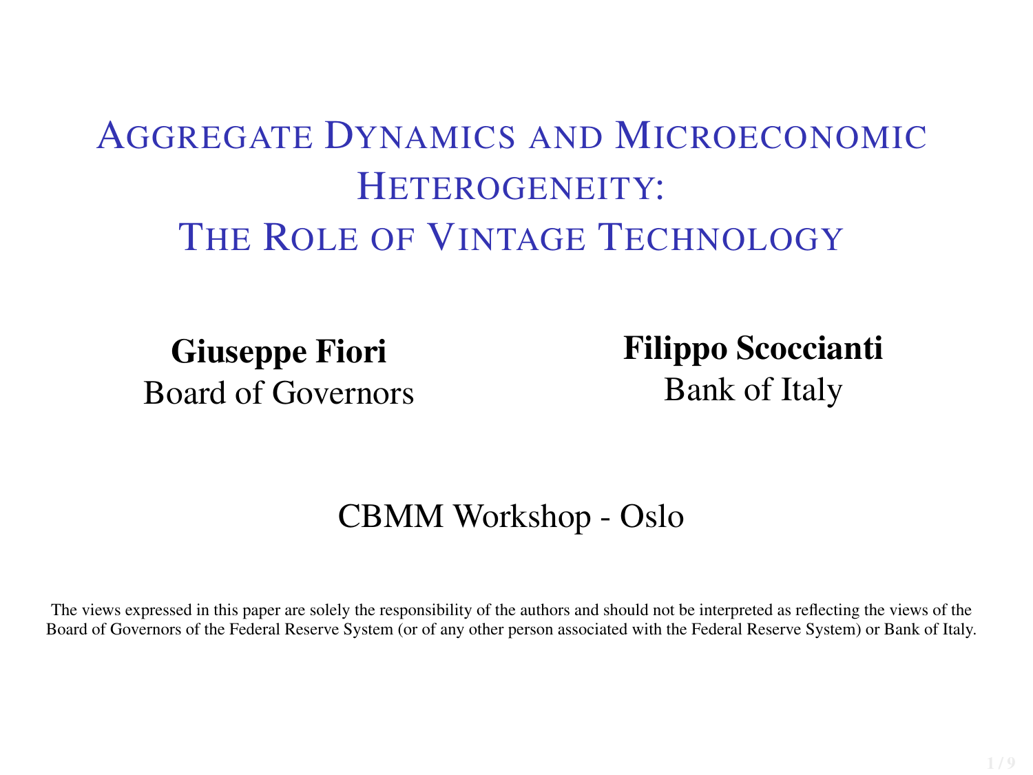# Aggregate Dynamics and Microeconomic Heterogeneity: The Role of Vintage Technology

**Giuseppe Fiori**
Board of Governors

**Filippo Scoccianti**
Bank of Italy

CBMM Workshop - Oslo

The views expressed in this paper are solely the responsibility of the authors and should not be interpreted as reflecting the views of the Board of Governors of the Federal Reserve System (or of any other person associated with the Federal Reserve System) or Bank of Italy.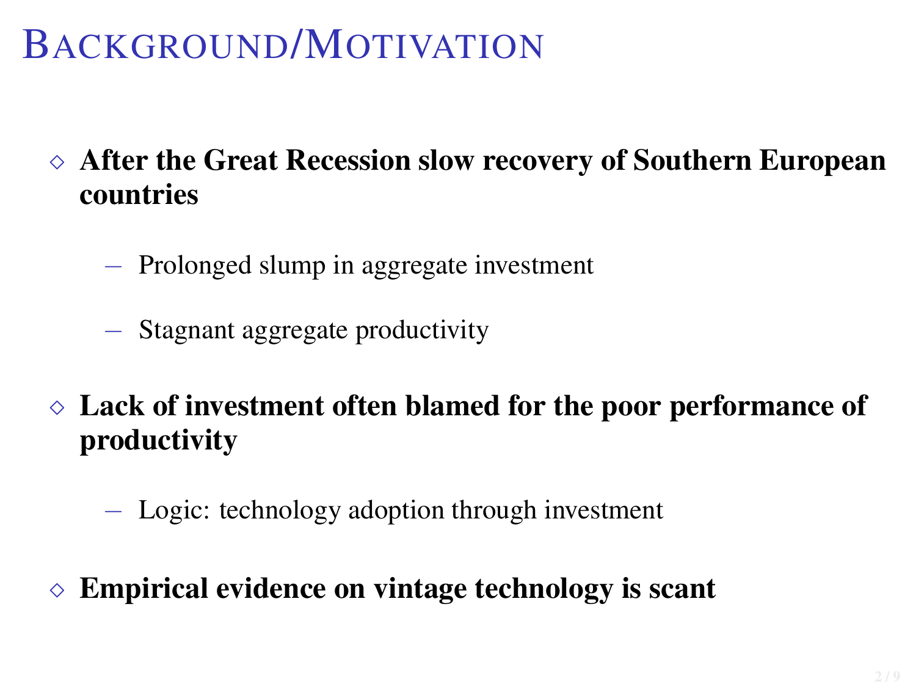# Background/Motivation

- **After the Great Recession slow recovery of Southern European countries**
  - Prolonged slump in aggregate investment
  - Stagnant aggregate productivity
- **Lack of investment often blamed for the poor performance of productivity**
  - Logic: technology adoption through investment
- **Empirical evidence on vintage technology is scant**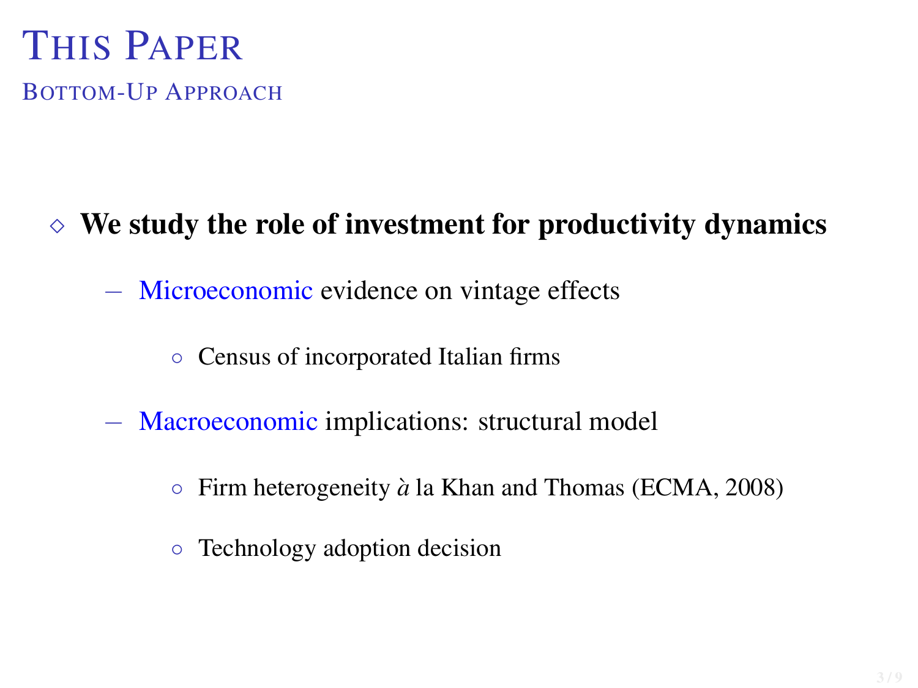# This Paper

## Bottom-Up Approach

- **We study the role of investment for productivity dynamics**
  - Microeconomic evidence on vintage effects
    - Census of incorporated Italian firms
  - Macroeconomic implications: structural model
    - Firm heterogeneity *à* la Khan and Thomas (ECMA, 2008)
    - Technology adoption decision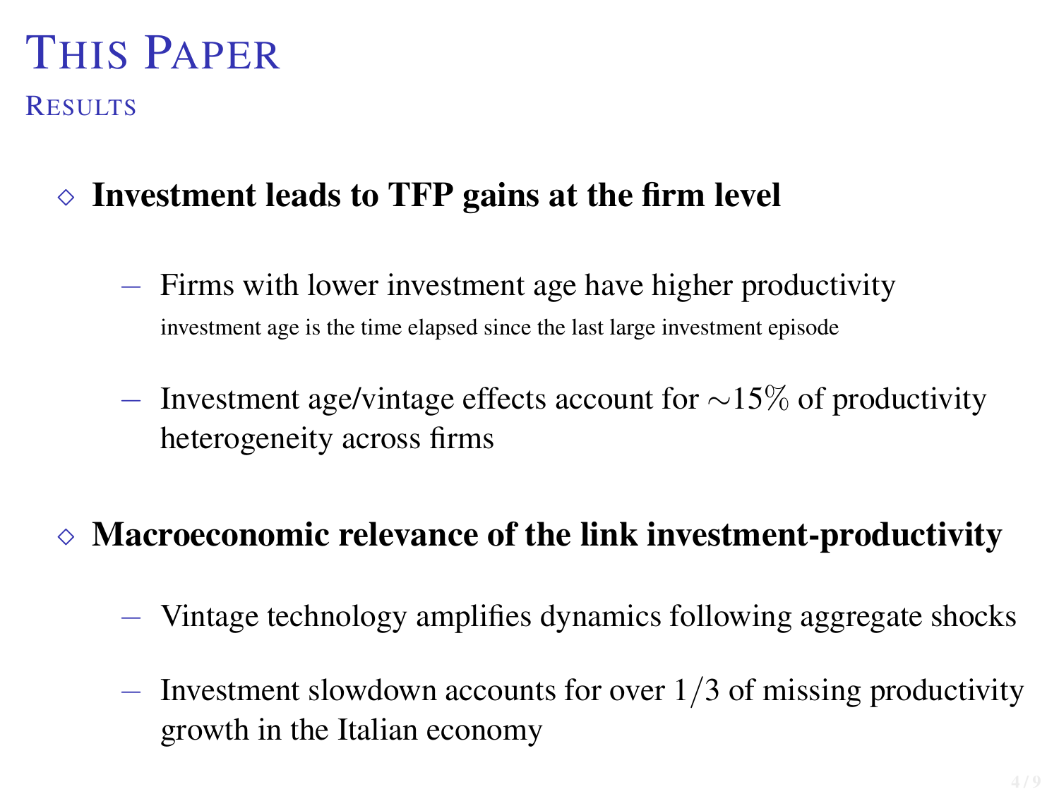# This Paper

## Results

- **Investment leads to TFP gains at the firm level**
  - Firms with lower investment age have higher productivity
    investment age is the time elapsed since the last large investment episode
  - Investment age/vintage effects account for $\sim 15\%$ of productivity heterogeneity across firms
- **Macroeconomic relevance of the link investment-productivity**
  - Vintage technology amplifies dynamics following aggregate shocks
  - Investment slowdown accounts for over $1/3$ of missing productivity growth in the Italian economy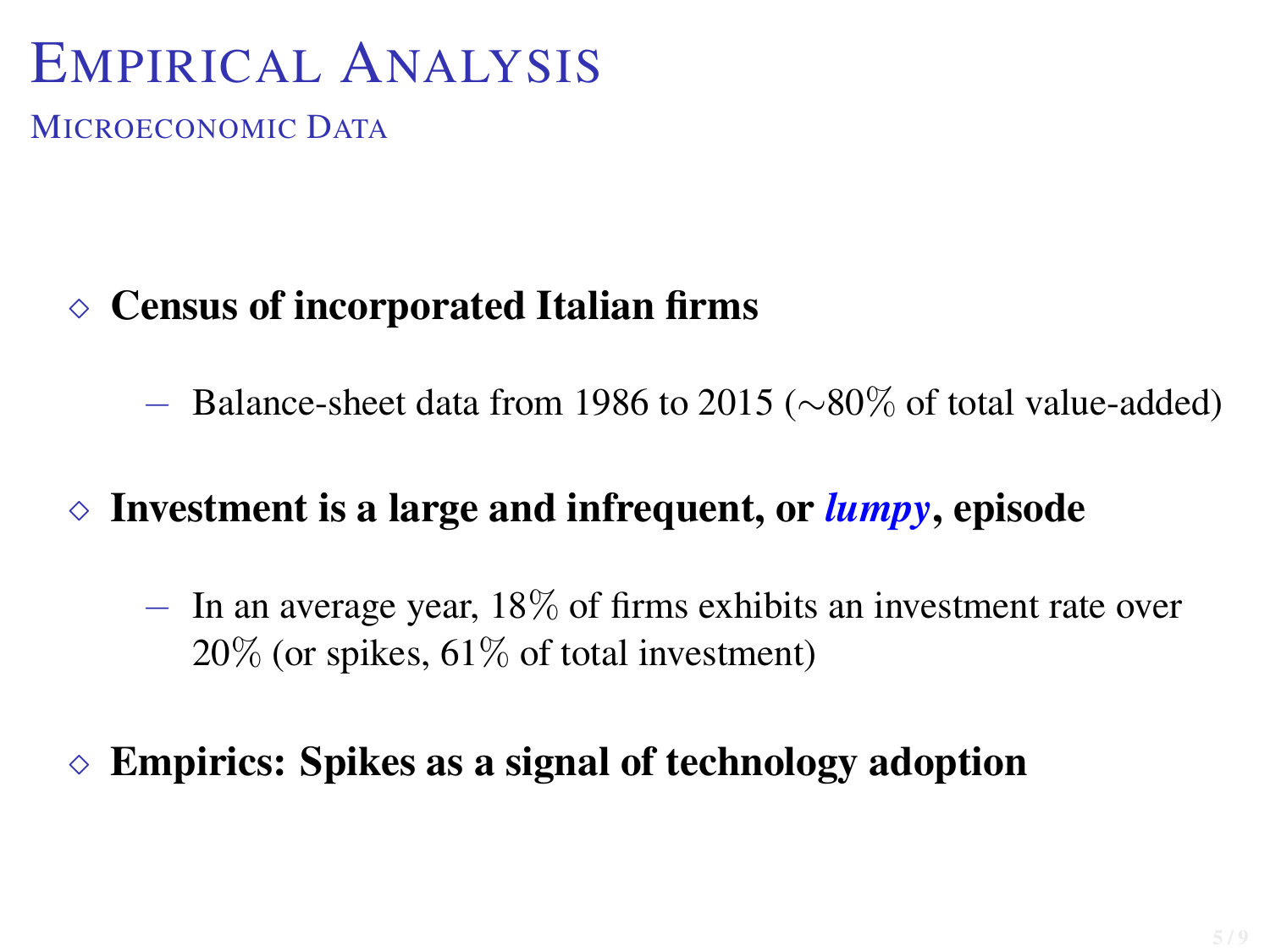# Empirical Analysis

## Microeconomic Data

- **Census of incorporated Italian firms**
  - Balance-sheet data from 1986 to 2015 ($\sim$80% of total value-added)
- **Investment is a large and infrequent, or *lumpy*, episode**
  - In an average year, 18% of firms exhibits an investment rate over 20% (or spikes, 61% of total investment)
- **Empirics: Spikes as a signal of technology adoption**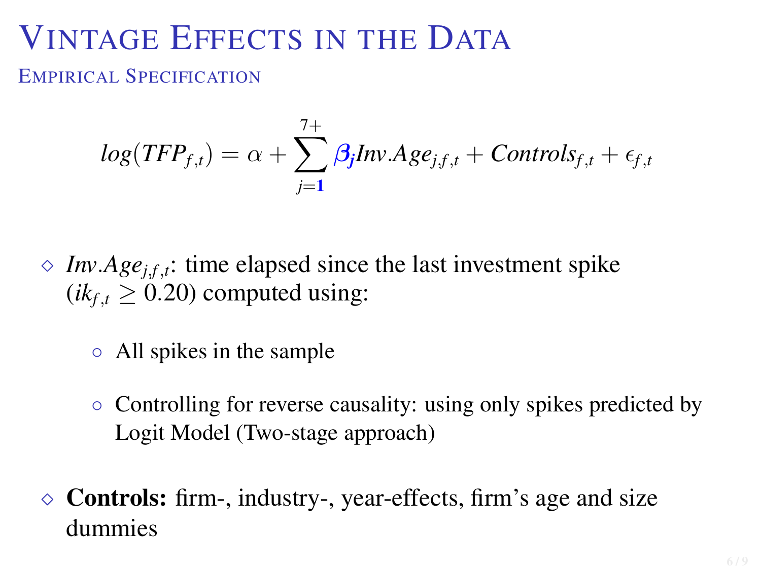# Vintage Effects in the Data

## Empirical Specification

$$log(TFP_{f,t}) = \alpha + \sum_{j=1}^{7+} \beta_j Inv.Age_{j,f,t} + Controls_{f,t} + \epsilon_{f,t}$$

- $Inv.Age_{j,f,t}$: time elapsed since the last investment spike ($ik_{f,t} \geq 0.20$) computed using:
  - All spikes in the sample
  - Controlling for reverse causality: using only spikes predicted by Logit Model (Two-stage approach)
- **Controls:** firm-, industry-, year-effects, firm's age and size dummies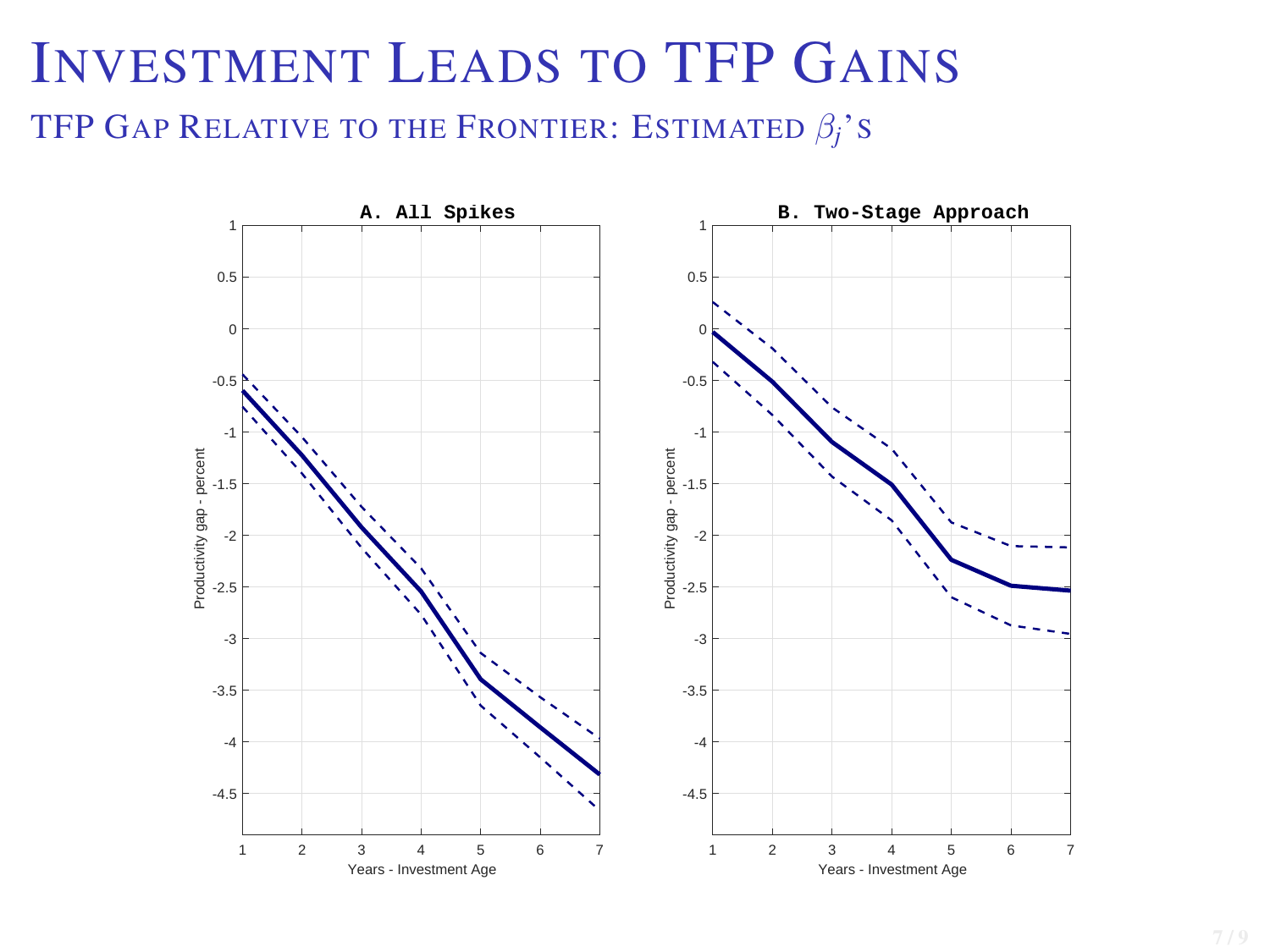# Investment Leads to TFP Gains

## TFP Gap Relative to the Frontier: Estimated $\beta_j$'s

**A. All Spikes**

**B. Two-Stage Approach**

Productivity gap - percent

Years - Investment Age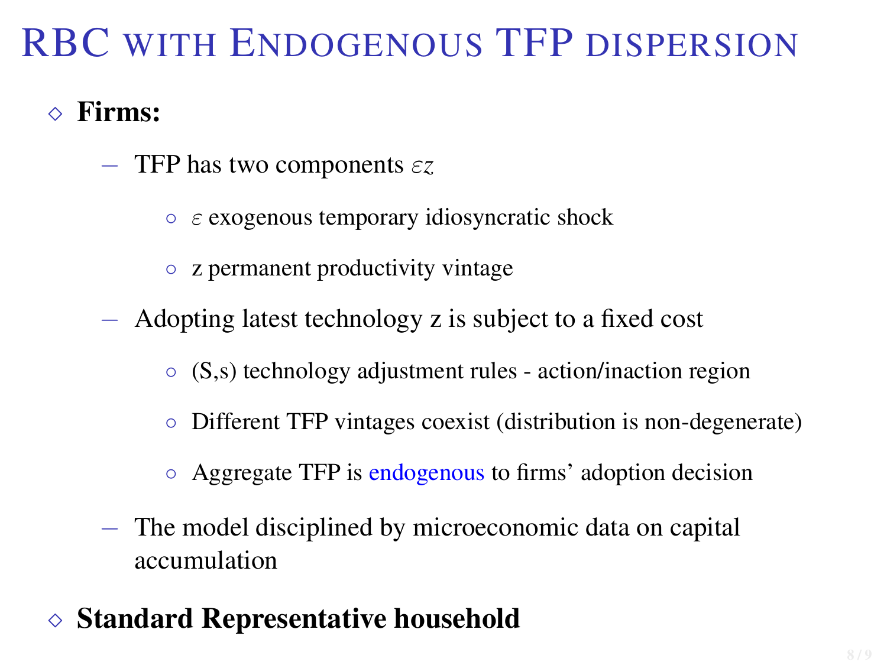# RBC with Endogenous TFP dispersion

- **Firms:**
  - TFP has two components $\varepsilon z$
    - $\varepsilon$ exogenous temporary idiosyncratic shock
    - z permanent productivity vintage
  - Adopting latest technology z is subject to a fixed cost
    - (S,s) technology adjustment rules - action/inaction region
    - Different TFP vintages coexist (distribution is non-degenerate)
    - Aggregate TFP is endogenous to firms' adoption decision
  - The model disciplined by microeconomic data on capital accumulation
- **Standard Representative household**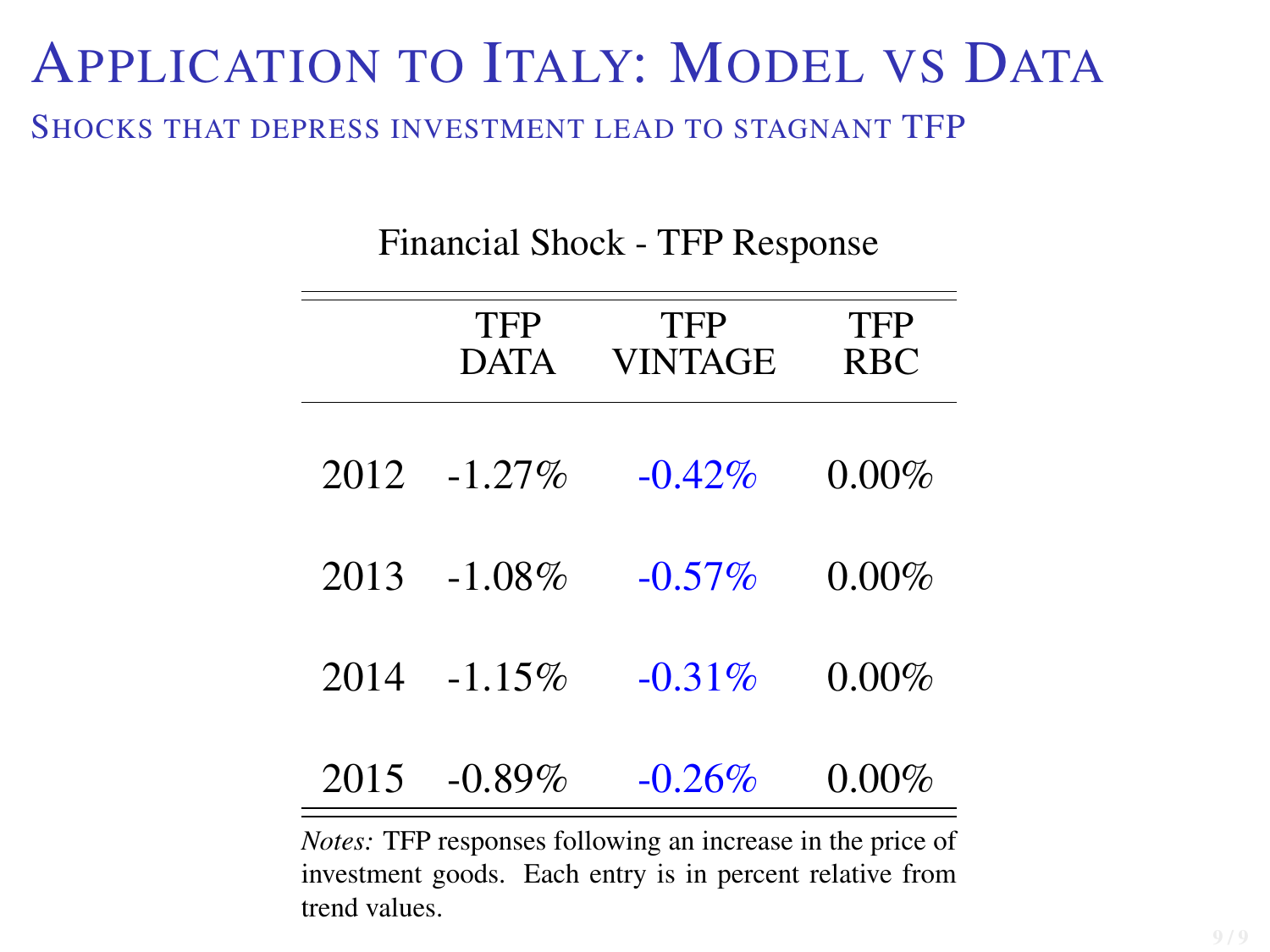# Application to Italy: Model vs Data

## Shocks that depress investment lead to stagnant TFP

Financial Shock - TFP Response

| | TFP DATA | TFP VINTAGE | TFP RBC |
|---|---|---|---|
| 2012 | -1.27% | -0.42% | 0.00% |
| 2013 | -1.08% | -0.57% | 0.00% |
| 2014 | -1.15% | -0.31% | 0.00% |
| 2015 | -0.89% | -0.26% | 0.00% |

*Notes:* TFP responses following an increase in the price of investment goods. Each entry is in percent relative from trend values.